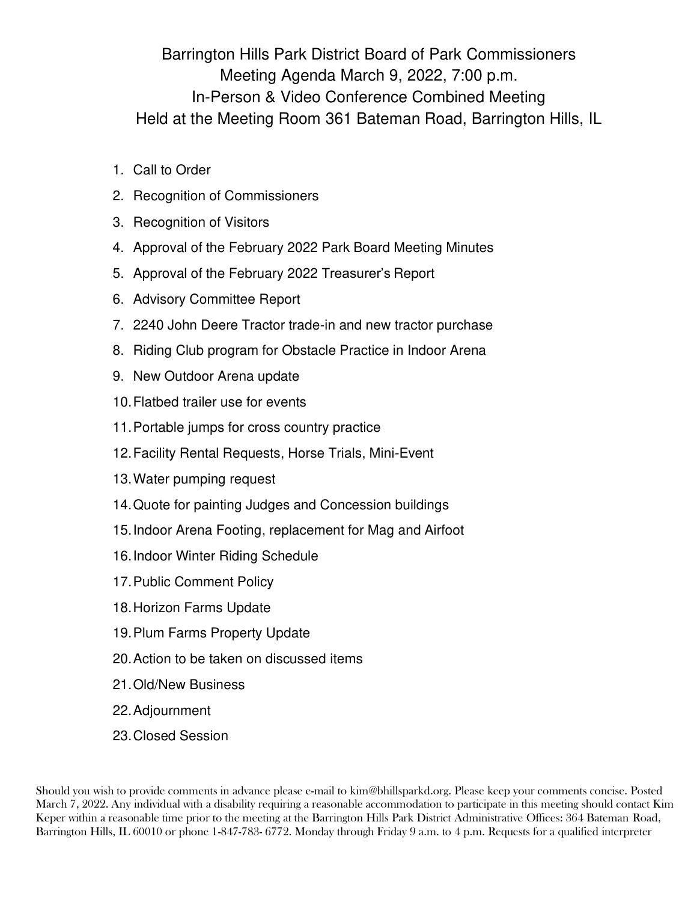# Barrington Hills Park District Board of Park Commissioners
## Meeting Agenda March 9, 2022, 7:00 p.m.
## In-Person & Video Conference Combined Meeting
## Held at the Meeting Room 361 Bateman Road, Barrington Hills, IL

1. Call to Order
2. Recognition of Commissioners
3. Recognition of Visitors
4. Approval of the February 2022 Park Board Meeting Minutes
5. Approval of the February 2022 Treasurer's Report
6. Advisory Committee Report
7. 2240 John Deere Tractor trade-in and new tractor purchase
8. Riding Club program for Obstacle Practice in Indoor Arena
9. New Outdoor Arena update
10. Flatbed trailer use for events
11. Portable jumps for cross country practice
12. Facility Rental Requests, Horse Trials, Mini-Event
13. Water pumping request
14. Quote for painting Judges and Concession buildings
15. Indoor Arena Footing, replacement for Mag and Airfoot
16. Indoor Winter Riding Schedule
17. Public Comment Policy
18. Horizon Farms Update
19. Plum Farms Property Update
20. Action to be taken on discussed items
21. Old/New Business
22. Adjournment
23. Closed Session

Should you wish to provide comments in advance please e-mail to kim@bhillsparkd.org. Please keep your comments concise. Posted March 7, 2022. Any individual with a disability requiring a reasonable accommodation to participate in this meeting should contact Kim Keper within a reasonable time prior to the meeting at the Barrington Hills Park District Administrative Offices: 364 Bateman Road, Barrington Hills, IL 60010 or phone 1-847-783- 6772. Monday through Friday 9 a.m. to 4 p.m. Requests for a qualified interpreter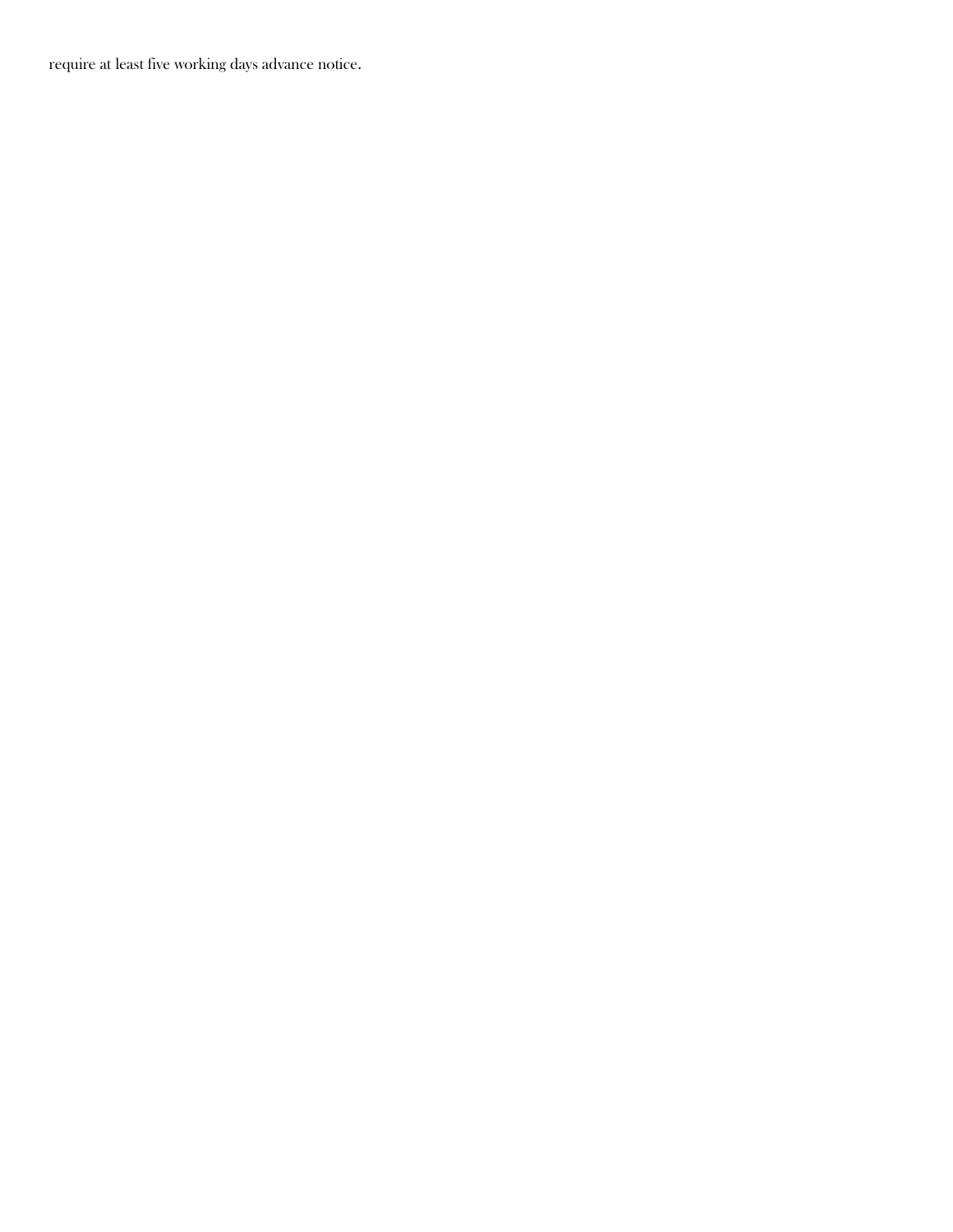require at least five working days advance notice.